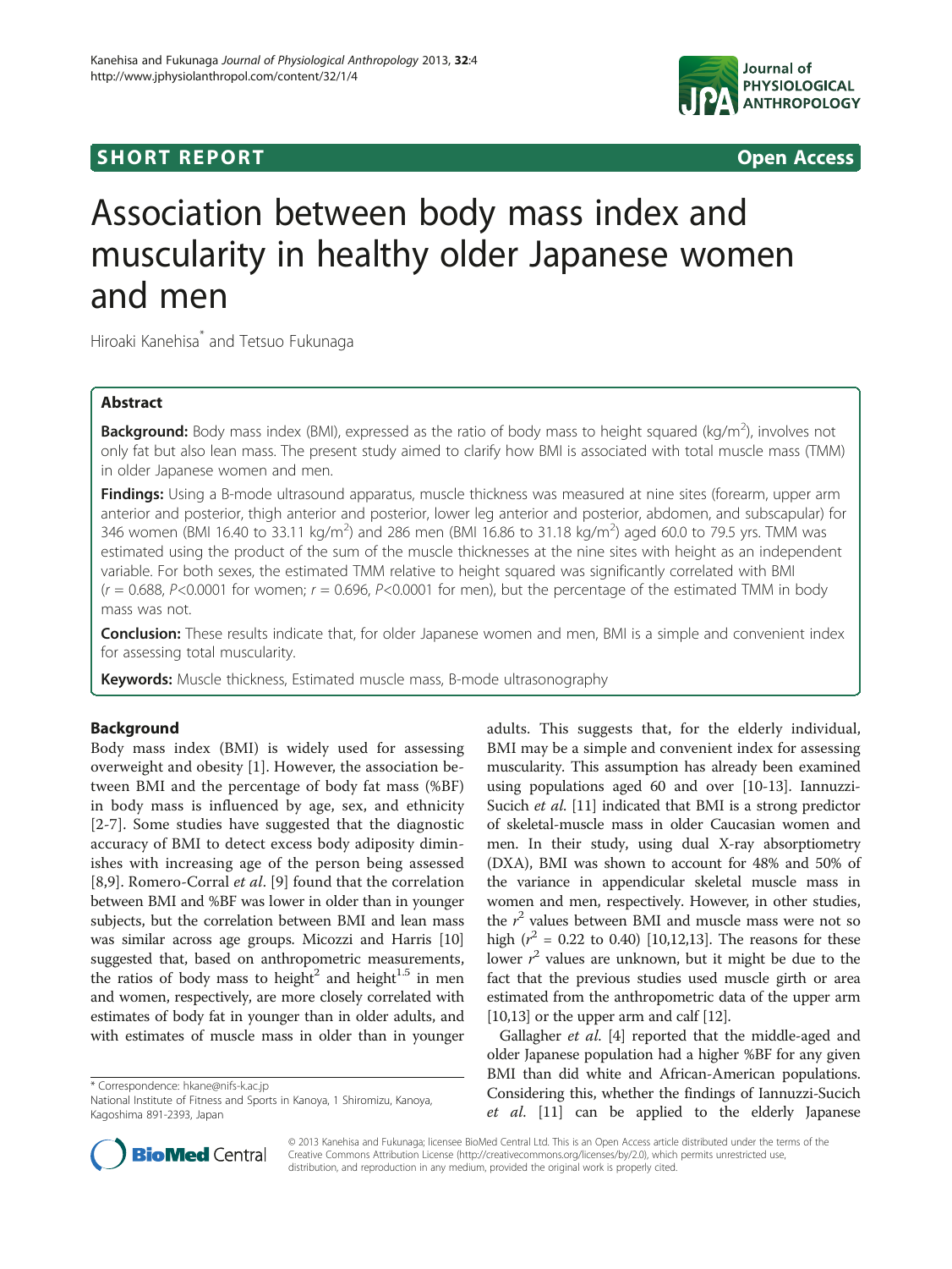SHORT REPORT

Open Access

# Association between body mass index and muscularity in healthy older Japanese women and men

Hiroaki Kanehisa* and Tetsuo Fukunaga

## Abstract

**Background:** Body mass index (BMI), expressed as the ratio of body mass to height squared (kg/m$^2$), involves not only fat but also lean mass. The present study aimed to clarify how BMI is associated with total muscle mass (TMM) in older Japanese women and men.

**Findings:** Using a B-mode ultrasound apparatus, muscle thickness was measured at nine sites (forearm, upper arm anterior and posterior, thigh anterior and posterior, lower leg anterior and posterior, abdomen, and subscapular) for 346 women (BMI 16.40 to 33.11 kg/m$^2$) and 286 men (BMI 16.86 to 31.18 kg/m$^2$) aged 60.0 to 79.5 yrs. TMM was estimated using the product of the sum of the muscle thicknesses at the nine sites with height as an independent variable. For both sexes, the estimated TMM relative to height squared was significantly correlated with BMI ($r$ = 0.688, $P$<0.0001 for women; $r$ = 0.696, $P$<0.0001 for men), but the percentage of the estimated TMM in body mass was not.

**Conclusion:** These results indicate that, for older Japanese women and men, BMI is a simple and convenient index for assessing total muscularity.

**Keywords:** Muscle thickness, Estimated muscle mass, B-mode ultrasonography

## Background

Body mass index (BMI) is widely used for assessing overweight and obesity [1]. However, the association between BMI and the percentage of body fat mass (%BF) in body mass is influenced by age, sex, and ethnicity [2-7]. Some studies have suggested that the diagnostic accuracy of BMI to detect excess body adiposity diminishes with increasing age of the person being assessed [8,9]. Romero-Corral *et al*. [9] found that the correlation between BMI and %BF was lower in older than in younger subjects, but the correlation between BMI and lean mass was similar across age groups. Micozzi and Harris [10] suggested that, based on anthropometric measurements, the ratios of body mass to height$^2$ and height$^{1.5}$ in men and women, respectively, are more closely correlated with estimates of body fat in younger than in older adults, and with estimates of muscle mass in older than in younger adults. This suggests that, for the elderly individual, BMI may be a simple and convenient index for assessing muscularity. This assumption has already been examined using populations aged 60 and over [10-13]. Iannuzzi-Sucich *et al*. [11] indicated that BMI is a strong predictor of skeletal-muscle mass in older Caucasian women and men. In their study, using dual X-ray absorptiometry (DXA), BMI was shown to account for 48% and 50% of the variance in appendicular skeletal muscle mass in women and men, respectively. However, in other studies, the $r^2$ values between BMI and muscle mass were not so high ($r^2$ = 0.22 to 0.40) [10,12,13]. The reasons for these lower $r^2$ values are unknown, but it might be due to the fact that the previous studies used muscle girth or area estimated from the anthropometric data of the upper arm [10,13] or the upper arm and calf [12].

Gallagher *et al*. [4] reported that the middle-aged and older Japanese population had a higher %BF for any given BMI than did white and African-American populations. Considering this, whether the findings of Iannuzzi-Sucich *et al*. [11] can be applied to the elderly Japanese

* Correspondence: hkane@nifs-k.ac.jp
National Institute of Fitness and Sports in Kanoya, 1 Shiromizu, Kanoya, Kagoshima 891-2393, Japan

© 2013 Kanehisa and Fukunaga; licensee BioMed Central Ltd. This is an Open Access article distributed under the terms of the Creative Commons Attribution License (http://creativecommons.org/licenses/by/2.0), which permits unrestricted use, distribution, and reproduction in any medium, provided the original work is properly cited.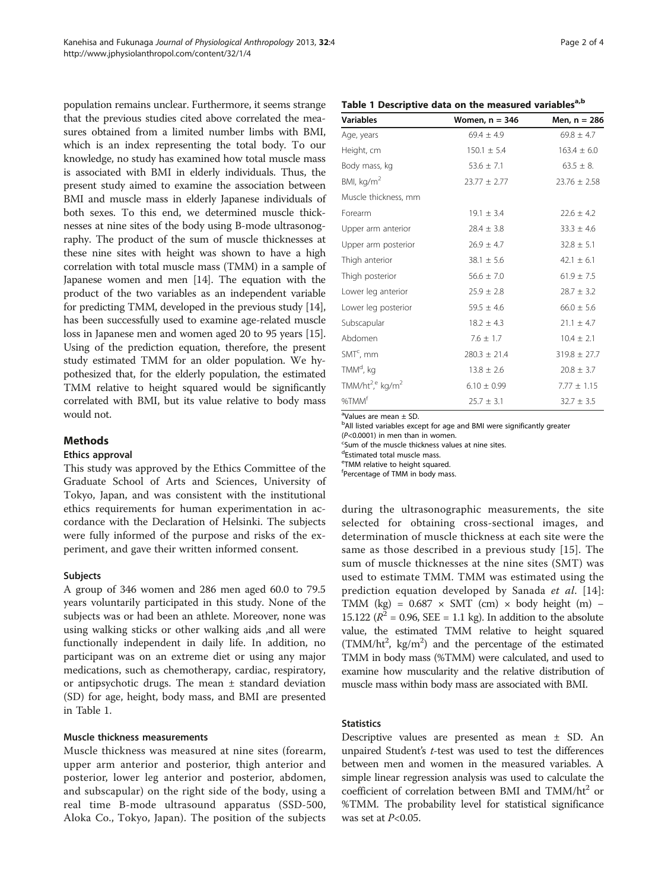population remains unclear. Furthermore, it seems strange that the previous studies cited above correlated the measures obtained from a limited number limbs with BMI, which is an index representing the total body. To our knowledge, no study has examined how total muscle mass is associated with BMI in elderly individuals. Thus, the present study aimed to examine the association between BMI and muscle mass in elderly Japanese individuals of both sexes. To this end, we determined muscle thicknesses at nine sites of the body using B-mode ultrasonography. The product of the sum of muscle thicknesses at these nine sites with height was shown to have a high correlation with total muscle mass (TMM) in a sample of Japanese women and men [14]. The equation with the product of the two variables as an independent variable for predicting TMM, developed in the previous study [14], has been successfully used to examine age-related muscle loss in Japanese men and women aged 20 to 95 years [15]. Using of the prediction equation, therefore, the present study estimated TMM for an older population. We hypothesized that, for the elderly population, the estimated TMM relative to height squared would be significantly correlated with BMI, but its value relative to body mass would not.

## Methods

### Ethics approval

This study was approved by the Ethics Committee of the Graduate School of Arts and Sciences, University of Tokyo, Japan, and was consistent with the institutional ethics requirements for human experimentation in accordance with the Declaration of Helsinki. The subjects were fully informed of the purpose and risks of the experiment, and gave their written informed consent.

### Subjects

A group of 346 women and 286 men aged 60.0 to 79.5 years voluntarily participated in this study. None of the subjects was or had been an athlete. Moreover, none was using walking sticks or other walking aids ,and all were functionally independent in daily life. In addition, no participant was on an extreme diet or using any major medications, such as chemotherapy, cardiac, respiratory, or antipsychotic drugs. The mean ± standard deviation (SD) for age, height, body mass, and BMI are presented in Table 1.

### Muscle thickness measurements

Muscle thickness was measured at nine sites (forearm, upper arm anterior and posterior, thigh anterior and posterior, lower leg anterior and posterior, abdomen, and subscapular) on the right side of the body, using a real time B-mode ultrasound apparatus (SSD-500, Aloka Co., Tokyo, Japan). The position of the subjects during the ultrasonographic measurements, the site selected for obtaining cross-sectional images, and determination of muscle thickness at each site were the same as those described in a previous study [15]. The sum of muscle thicknesses at the nine sites (SMT) was used to estimate TMM. TMM was estimated using the prediction equation developed by Sanada *et al*. [14]: TMM (kg) = 0.687 × SMT (cm) × body height (m) − 15.122 ($R^2$ = 0.96, SEE = 1.1 kg). In addition to the absolute value, the estimated TMM relative to height squared (TMM/ht$^2$, kg/m$^2$) and the percentage of the estimated TMM in body mass (%TMM) were calculated, and used to examine how muscularity and the relative distribution of muscle mass within body mass are associated with BMI.

**Table 1 Descriptive data on the measured variables[a,b]**

| Variables | Women, n = 346 | Men, n = 286 |
|---|---|---|
| Age, years | 69.4 ± 4.9 | 69.8 ± 4.7 |
| Height, cm | 150.1 ± 5.4 | 163.4 ± 6.0 |
| Body mass, kg | 53.6 ± 7.1 | 63.5 ± 8. |
| BMI, kg/m$^2$ | 23.77 ± 2.77 | 23.76 ± 2.58 |
| Muscle thickness, mm | | |
| Forearm | 19.1 ± 3.4 | 22.6 ± 4.2 |
| Upper arm anterior | 28.4 ± 3.8 | 33.3 ± 4.6 |
| Upper arm posterior | 26.9 ± 4.7 | 32.8 ± 5.1 |
| Thigh anterior | 38.1 ± 5.6 | 42.1 ± 6.1 |
| Thigh posterior | 56.6 ± 7.0 | 61.9 ± 7.5 |
| Lower leg anterior | 25.9 ± 2.8 | 28.7 ± 3.2 |
| Lower leg posterior | 59.5 ± 4.6 | 66.0 ± 5.6 |
| Subscapular | 18.2 ± 4.3 | 21.1 ± 4.7 |
| Abdomen | 7.6 ± 1.7 | 10.4 ± 2.1 |
| SMT[c], mm | 280.3 ± 21.4 | 319.8 ± 27.7 |
| TMM[d], kg | 13.8 ± 2.6 | 20.8 ± 3.7 |
| TMM/ht$^2$,[e] kg/m$^2$ | 6.10 ± 0.99 | 7.77 ± 1.15 |
| %TMM[f] | 25.7 ± 3.1 | 32.7 ± 3.5 |

[a]Values are mean ± SD.
[b]All listed variables except for age and BMI were significantly greater ($P$<0.0001) in men than in women.
[c]Sum of the muscle thickness values at nine sites.
[d]Estimated total muscle mass.
[e]TMM relative to height squared.
[f]Percentage of TMM in body mass.

### Statistics

Descriptive values are presented as mean ± SD. An unpaired Student's *t*-test was used to test the differences between men and women in the measured variables. A simple linear regression analysis was used to calculate the coefficient of correlation between BMI and TMM/ht$^2$ or %TMM. The probability level for statistical significance was set at $P$<0.05.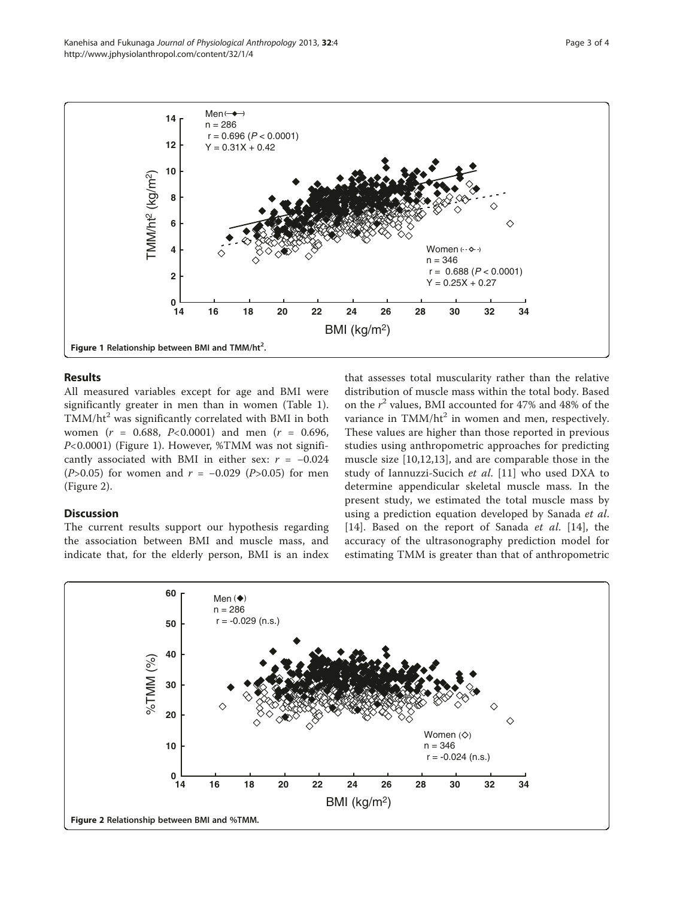Figure 1 Relationship between BMI and TMM/ht$^2$.

## Results

All measured variables except for age and BMI were significantly greater in men than in women (Table 1). TMM/ht$^2$ was significantly correlated with BMI in both women ($r$ = 0.688, $P$<0.0001) and men ($r$ = 0.696, $P$<0.0001) (Figure 1). However, %TMM was not significantly associated with BMI in either sex: $r$ = −0.024 ($P$>0.05) for women and $r$ = −0.029 ($P$>0.05) for men (Figure 2).

## Discussion

The current results support our hypothesis regarding the association between BMI and muscle mass, and indicate that, for the elderly person, BMI is an index that assesses total muscularity rather than the relative distribution of muscle mass within the total body. Based on the $r^2$ values, BMI accounted for 47% and 48% of the variance in TMM/ht$^2$ in women and men, respectively. These values are higher than those reported in previous studies using anthropometric approaches for predicting muscle size [10,12,13], and are comparable those in the study of Iannuzzi-Sucich *et al.* [11] who used DXA to determine appendicular skeletal muscle mass. In the present study, we estimated the total muscle mass by using a prediction equation developed by Sanada *et al.* [14]. Based on the report of Sanada *et al.* [14], the accuracy of the ultrasonography prediction model for estimating TMM is greater than that of anthropometric

Figure 2 Relationship between BMI and %TMM.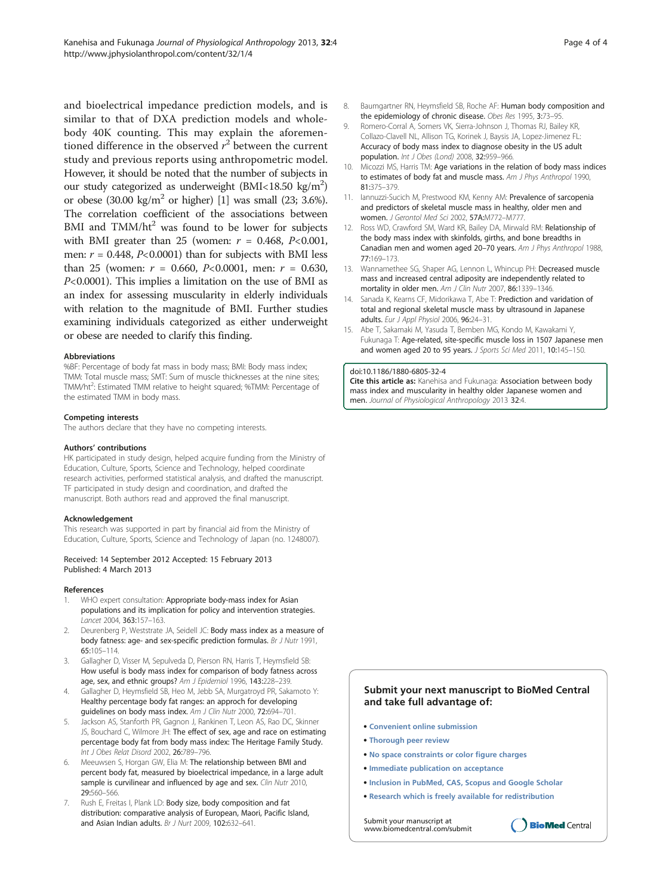and bioelectrical impedance prediction models, and is similar to that of DXA prediction models and whole-body 40K counting. This may explain the aforementioned difference in the observed $r^2$ between the current study and previous reports using anthropometric model. However, it should be noted that the number of subjects in our study categorized as underweight (BMI<18.50 kg/m$^2$) or obese (30.00 kg/m$^2$ or higher) [1] was small (23; 3.6%). The correlation coefficient of the associations between BMI and TMM/ht$^2$ was found to be lower for subjects with BMI greater than 25 (women: $r$ = 0.468, $P$<0.001, men: $r$ = 0.448, $P$<0.0001) than for subjects with BMI less than 25 (women: $r$ = 0.660, $P$<0.0001, men: $r$ = 0.630, $P$<0.0001). This implies a limitation on the use of BMI as an index for assessing muscularity in elderly individuals with relation to the magnitude of BMI. Further studies examining individuals categorized as either underweight or obese are needed to clarify this finding.

## Abbreviations

%BF: Percentage of body fat mass in body mass; BMI: Body mass index; TMM: Total muscle mass; SMT: Sum of muscle thicknesses at the nine sites; TMM/ht$^2$: Estimated TMM relative to height squared; %TMM: Percentage of the estimated TMM in body mass.

## Competing interests

The authors declare that they have no competing interests.

## Authors' contributions

HK participated in study design, helped acquire funding from the Ministry of Education, Culture, Sports, Science and Technology, helped coordinate research activities, performed statistical analysis, and drafted the manuscript. TF participated in study design and coordination, and drafted the manuscript. Both authors read and approved the final manuscript.

## Acknowledgement

This research was supported in part by financial aid from the Ministry of Education, Culture, Sports, Science and Technology of Japan (no. 1248007).

Received: 14 September 2012 Accepted: 15 February 2013
Published: 4 March 2013

## References

1. WHO expert consultation: **Appropriate body-mass index for Asian populations and its implication for policy and intervention strategies.** *Lancet* 2004, **363:**157–163.
2. Deurenberg P, Weststrate JA, Seidell JC: **Body mass index as a measure of body fatness: age- and sex-specific prediction formulas.** *Br J Nutr* 1991, **65:**105–114.
3. Gallagher D, Visser M, Sepulveda D, Pierson RN, Harris T, Heymsfield SB: **How useful is body mass index for comparison of body fatness across age, sex, and ethnic groups?** *Am J Epidemiol* 1996, **143:**228–239.
4. Gallagher D, Heymsfield SB, Heo M, Jebb SA, Murgatroyd PR, Sakamoto Y: **Healthy percentage body fat ranges: an approch for developing guidelines on body mass index.** *Am J Clin Nutr* 2000, **72:**694–701.
5. Jackson AS, Stanforth PR, Gagnon J, Rankinen T, Leon AS, Rao DC, Skinner JS, Bouchard C, Wilmore JH: **The effect of sex, age and race on estimating percentage body fat from body mass index: The Heritage Family Study.** *Int J Obes Relat Disord* 2002, **26:**789–796.
6. Meeuwsen S, Horgan GW, Elia M: **The relationship between BMI and percent body fat, measured by bioelectrical impedance, in a large adult sample is curvilinear and influenced by age and sex.** *Clin Nutr* 2010, **29:**560–566.
7. Rush E, Freitas I, Plank LD: **Body size, body composition and fat distribution: comparative analysis of European, Maori, Pacific Island, and Asian Indian adults.** *Br J Nurt* 2009, **102:**632–641.
8. Baumgartner RN, Heymsfield SB, Roche AF: **Human body composition and the epidemiology of chronic disease.** *Obes Res* 1995, **3:**73–95.
9. Romero-Corral A, Somers VK, Sierra-Johnson J, Thomas RJ, Bailey KR, Collazo-Clavell NL, Allison TG, Korinek J, Baysis JA, Lopez-Jimenez FL: **Accuracy of body mass index to diagnose obesity in the US adult population.** *Int J Obes (Lond)* 2008, **32:**959–966.
10. Micozzi MS, Harris TM: **Age variations in the relation of body mass indices to estimates of body fat and muscle mass.** *Am J Phys Anthropol* 1990, **81:**375–379.
11. Iannuzzi-Sucich M, Prestwood KM, Kenny AM: **Prevalence of sarcopenia and predictors of skeletal muscle mass in healthy, older men and women.** *J Gerontol Med Sci* 2002, **57A:**M772–M777.
12. Ross WD, Crawford SM, Ward KR, Bailey DA, Mirwald RM: **Relationship of the body mass index with skinfolds, girths, and bone breadths in Canadian men and women aged 20–70 years.** *Am J Phys Anthropol* 1988, **77:**169–173.
13. Wannamethee SG, Shaper AG, Lennon L, Whincup PH: **Decreased muscle mass and increased central adiposity are independently related to mortality in older men.** *Am J Clin Nutr* 2007, **86:**1339–1346.
14. Sanada K, Kearns CF, Midorikawa T, Abe T: **Prediction and varidation of total and regional skeletal muscle mass by ultrasound in Japanese adults.** *Eur J Appl Physiol* 2006, **96:**24–31.
15. Abe T, Sakamaki M, Yasuda T, Bemben MG, Kondo M, Kawakami Y, Fukunaga T: **Age-related, site-specific muscle loss in 1507 Japanese men and women aged 20 to 95 years.** *J Sports Sci Med* 2011, **10:**145–150.

doi:10.1186/1880-6805-32-4
**Cite this article as:** Kanehisa and Fukunaga: Association between body mass index and muscularity in healthy older Japanese women and men. *Journal of Physiological Anthropology* 2013 **32**:4.

**Submit your next manuscript to BioMed Central and take full advantage of:**

- **Convenient online submission**
- **Thorough peer review**
- **No space constraints or color figure charges**
- **Immediate publication on acceptance**
- **Inclusion in PubMed, CAS, Scopus and Google Scholar**
- **Research which is freely available for redistribution**

Submit your manuscript at
www.biomedcentral.com/submit

BioMed Central